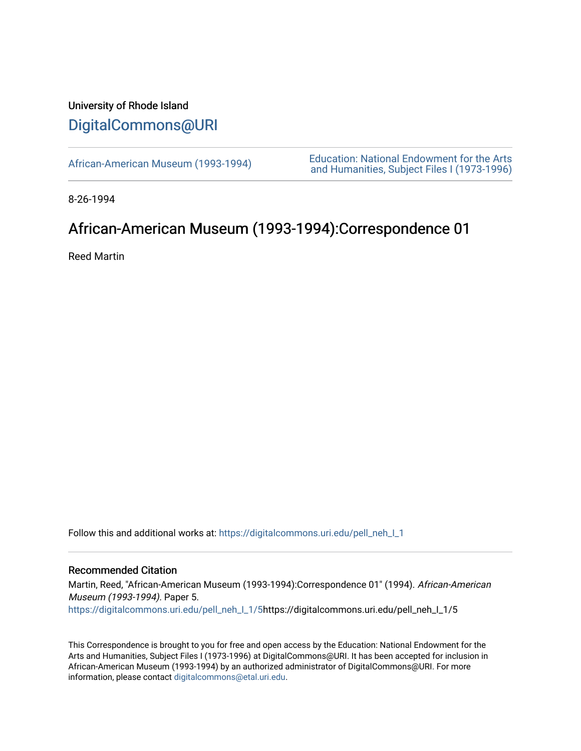University of Rhode Island

# DigitalCommons@URI

African-American Museum (1993-1994)

Education: National Endowment for the Arts and Humanities, Subject Files I (1973-1996)

8-26-1994

## African-American Museum (1993-1994):Correspondence 01

Reed Martin

Follow this and additional works at: https://digitalcommons.uri.edu/pell_neh_I_1

### Recommended Citation

Martin, Reed, "African-American Museum (1993-1994):Correspondence 01" (1994). *African-American Museum (1993-1994)*. Paper 5.
https://digitalcommons.uri.edu/pell_neh_I_1/5https://digitalcommons.uri.edu/pell_neh_I_1/5

This Correspondence is brought to you for free and open access by the Education: National Endowment for the Arts and Humanities, Subject Files I (1973-1996) at DigitalCommons@URI. It has been accepted for inclusion in African-American Museum (1993-1994) by an authorized administrator of DigitalCommons@URI. For more information, please contact digitalcommons@etal.uri.edu.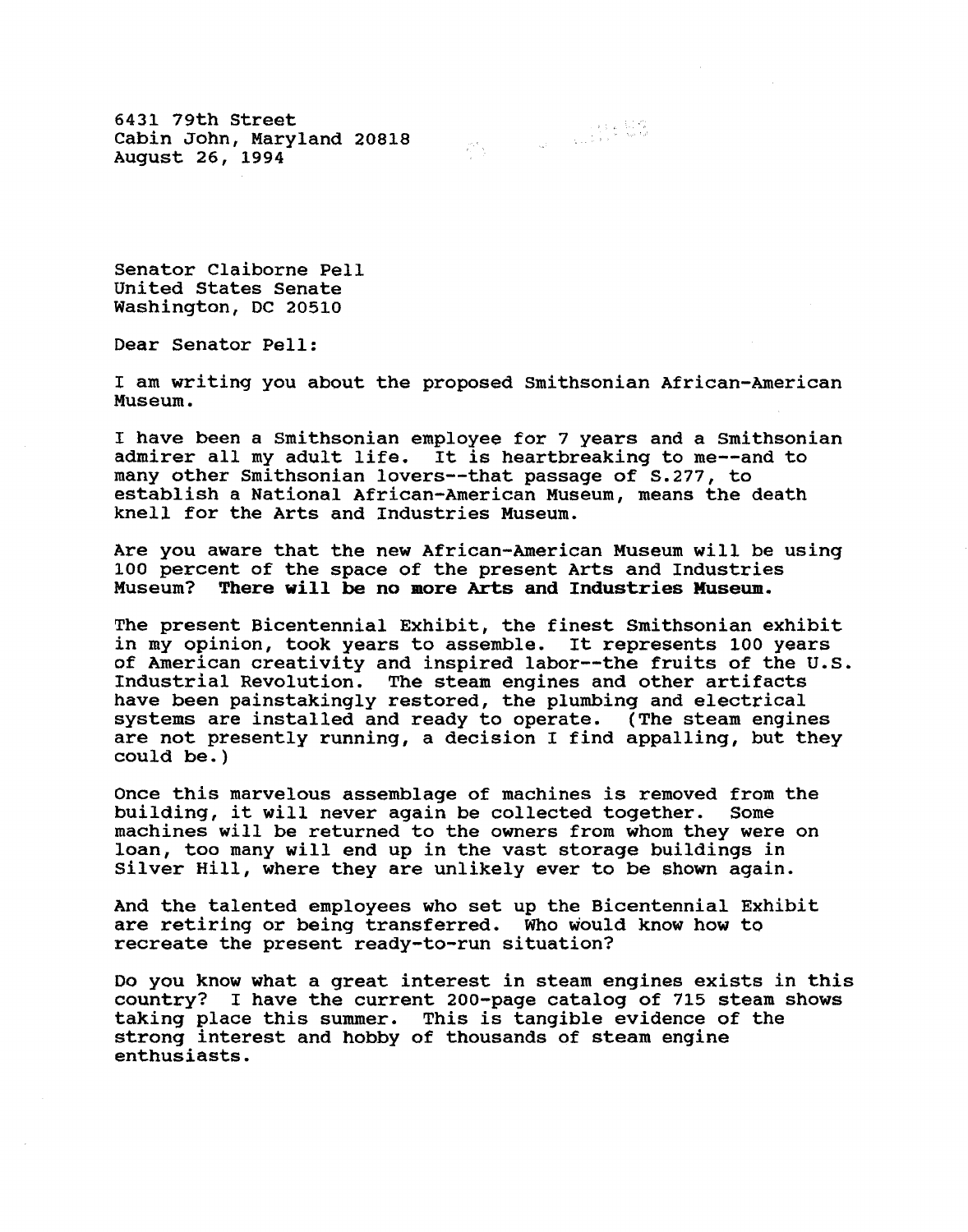6431 79th Street
Cabin John, Maryland 20818
August 26, 1994

Senator Claiborne Pell
United States Senate
Washington, DC 20510

Dear Senator Pell:

I am writing you about the proposed Smithsonian African-American Museum.

I have been a Smithsonian employee for 7 years and a Smithsonian admirer all my adult life. It is heartbreaking to me--and to many other Smithsonian lovers--that passage of S.277, to establish a National African-American Museum, means the death knell for the Arts and Industries Museum.

Are you aware that the new African-American Museum will be using 100 percent of the space of the present Arts and Industries Museum? **There will be no more Arts and Industries Museum.**

The present Bicentennial Exhibit, the finest Smithsonian exhibit in my opinion, took years to assemble. It represents 100 years of American creativity and inspired labor--the fruits of the U.S. Industrial Revolution. The steam engines and other artifacts have been painstakingly restored, the plumbing and electrical systems are installed and ready to operate. (The steam engines are not presently running, a decision I find appalling, but they could be.)

Once this marvelous assemblage of machines is removed from the building, it will never again be collected together. Some machines will be returned to the owners from whom they were on loan, too many will end up in the vast storage buildings in Silver Hill, where they are unlikely ever to be shown again.

And the talented employees who set up the Bicentennial Exhibit are retiring or being transferred. Who would know how to recreate the present ready-to-run situation?

Do you know what a great interest in steam engines exists in this country? I have the current 200-page catalog of 715 steam shows taking place this summer. This is tangible evidence of the strong interest and hobby of thousands of steam engine enthusiasts.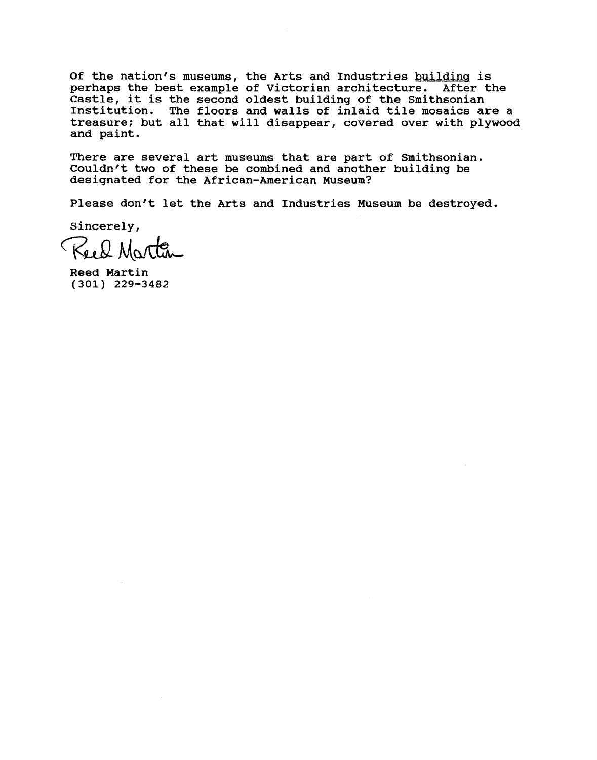Of the nation's museums, the Arts and Industries <u>building</u> is perhaps the best example of Victorian architecture. After the Castle, it is the second oldest building of the Smithsonian Institution. The floors and walls of inlaid tile mosaics are a treasure; but all that will disappear, covered over with plywood and paint.

There are several art museums that are part of Smithsonian. Couldn't two of these be combined and another building be designated for the African-American Museum?

Please don't let the Arts and Industries Museum be destroyed.

Sincerely,

Reed Martin

Reed Martin
(301) 229-3482